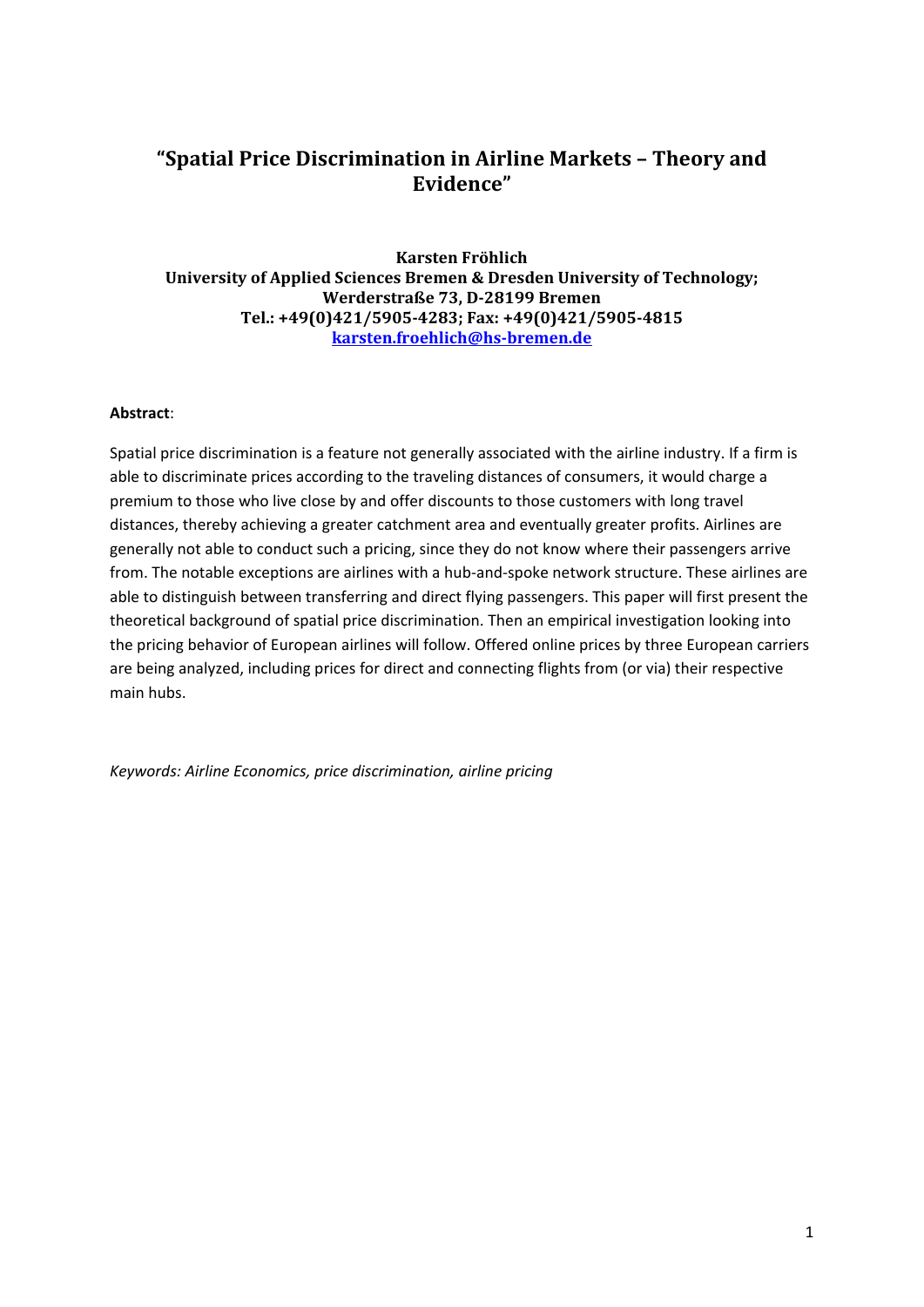# "Spatial Price Discrimination in Airline Markets – Theory and Evidence"

**Karsten Fröhlich**
**University of Applied Sciences Bremen & Dresden University of Technology;**
**Werderstraße 73, D-28199 Bremen**
**Tel.: +49(0)421/5905-4283; Fax: +49(0)421/5905-4815**
**karsten.froehlich@hs-bremen.de**

**Abstract**:

Spatial price discrimination is a feature not generally associated with the airline industry. If a firm is able to discriminate prices according to the traveling distances of consumers, it would charge a premium to those who live close by and offer discounts to those customers with long travel distances, thereby achieving a greater catchment area and eventually greater profits. Airlines are generally not able to conduct such a pricing, since they do not know where their passengers arrive from. The notable exceptions are airlines with a hub-and-spoke network structure. These airlines are able to distinguish between transferring and direct flying passengers. This paper will first present the theoretical background of spatial price discrimination. Then an empirical investigation looking into the pricing behavior of European airlines will follow. Offered online prices by three European carriers are being analyzed, including prices for direct and connecting flights from (or via) their respective main hubs.

*Keywords: Airline Economics, price discrimination, airline pricing*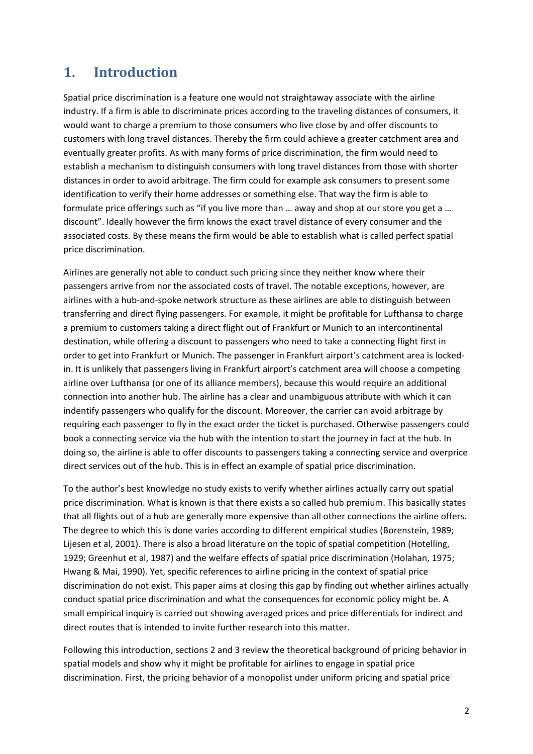# 1. Introduction

Spatial price discrimination is a feature one would not straightaway associate with the airline industry. If a firm is able to discriminate prices according to the traveling distances of consumers, it would want to charge a premium to those consumers who live close by and offer discounts to customers with long travel distances. Thereby the firm could achieve a greater catchment area and eventually greater profits. As with many forms of price discrimination, the firm would need to establish a mechanism to distinguish consumers with long travel distances from those with shorter distances in order to avoid arbitrage. The firm could for example ask consumers to present some identification to verify their home addresses or something else. That way the firm is able to formulate price offerings such as "if you live more than … away and shop at our store you get a … discount". Ideally however the firm knows the exact travel distance of every consumer and the associated costs. By these means the firm would be able to establish what is called perfect spatial price discrimination.

Airlines are generally not able to conduct such pricing since they neither know where their passengers arrive from nor the associated costs of travel. The notable exceptions, however, are airlines with a hub-and-spoke network structure as these airlines are able to distinguish between transferring and direct flying passengers. For example, it might be profitable for Lufthansa to charge a premium to customers taking a direct flight out of Frankfurt or Munich to an intercontinental destination, while offering a discount to passengers who need to take a connecting flight first in order to get into Frankfurt or Munich. The passenger in Frankfurt airport's catchment area is locked-in. It is unlikely that passengers living in Frankfurt airport's catchment area will choose a competing airline over Lufthansa (or one of its alliance members), because this would require an additional connection into another hub. The airline has a clear and unambiguous attribute with which it can indentify passengers who qualify for the discount. Moreover, the carrier can avoid arbitrage by requiring each passenger to fly in the exact order the ticket is purchased. Otherwise passengers could book a connecting service via the hub with the intention to start the journey in fact at the hub. In doing so, the airline is able to offer discounts to passengers taking a connecting service and overprice direct services out of the hub. This is in effect an example of spatial price discrimination.

To the author's best knowledge no study exists to verify whether airlines actually carry out spatial price discrimination. What is known is that there exists a so called hub premium. This basically states that all flights out of a hub are generally more expensive than all other connections the airline offers. The degree to which this is done varies according to different empirical studies (Borenstein, 1989; Lijesen et al, 2001). There is also a broad literature on the topic of spatial competition (Hotelling, 1929; Greenhut et al, 1987) and the welfare effects of spatial price discrimination (Holahan, 1975; Hwang & Mai, 1990). Yet, specific references to airline pricing in the context of spatial price discrimination do not exist. This paper aims at closing this gap by finding out whether airlines actually conduct spatial price discrimination and what the consequences for economic policy might be. A small empirical inquiry is carried out showing averaged prices and price differentials for indirect and direct routes that is intended to invite further research into this matter.

Following this introduction, sections 2 and 3 review the theoretical background of pricing behavior in spatial models and show why it might be profitable for airlines to engage in spatial price discrimination. First, the pricing behavior of a monopolist under uniform pricing and spatial price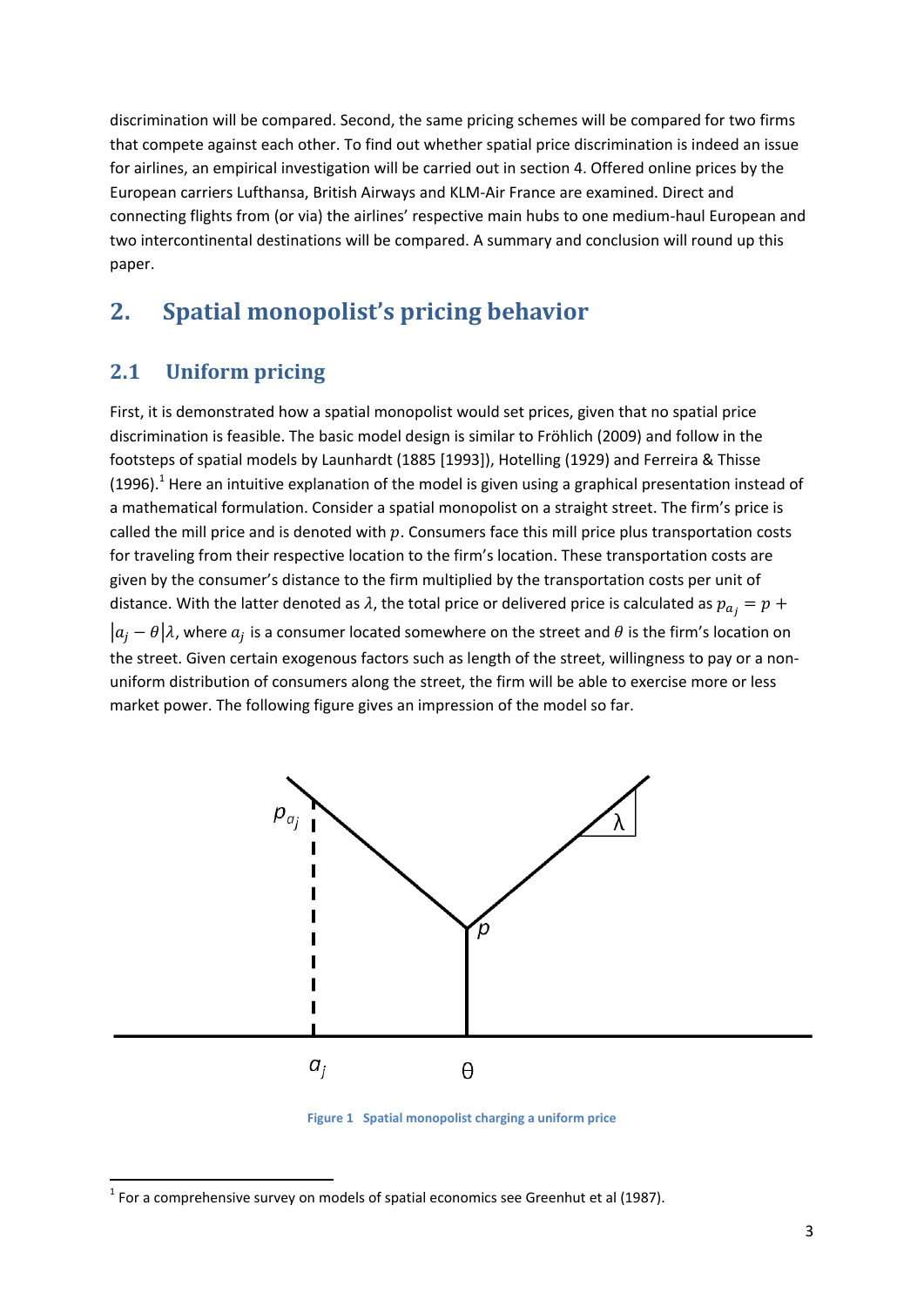discrimination will be compared. Second, the same pricing schemes will be compared for two firms that compete against each other. To find out whether spatial price discrimination is indeed an issue for airlines, an empirical investigation will be carried out in section 4. Offered online prices by the European carriers Lufthansa, British Airways and KLM-Air France are examined. Direct and connecting flights from (or via) the airlines' respective main hubs to one medium-haul European and two intercontinental destinations will be compared. A summary and conclusion will round up this paper.

## 2. Spatial monopolist's pricing behavior

### 2.1 Uniform pricing

First, it is demonstrated how a spatial monopolist would set prices, given that no spatial price discrimination is feasible. The basic model design is similar to Fröhlich (2009) and follow in the footsteps of spatial models by Launhardt (1885 [1993]), Hotelling (1929) and Ferreira & Thisse (1996).[1] Here an intuitive explanation of the model is given using a graphical presentation instead of a mathematical formulation. Consider a spatial monopolist on a straight street. The firm's price is called the mill price and is denoted with $p$. Consumers face this mill price plus transportation costs for traveling from their respective location to the firm's location. These transportation costs are given by the consumer's distance to the firm multiplied by the transportation costs per unit of distance. With the latter denoted as $\lambda$, the total price or delivered price is calculated as $p_{a_j} = p + |a_j - \theta|\lambda$, where $a_j$ is a consumer located somewhere on the street and $\theta$ is the firm's location on the street. Given certain exogenous factors such as length of the street, willingness to pay or a non-uniform distribution of consumers along the street, the firm will be able to exercise more or less market power. The following figure gives an impression of the model so far.

Figure 1 Spatial monopolist charging a uniform price

[1] For a comprehensive survey on models of spatial economics see Greenhut et al (1987).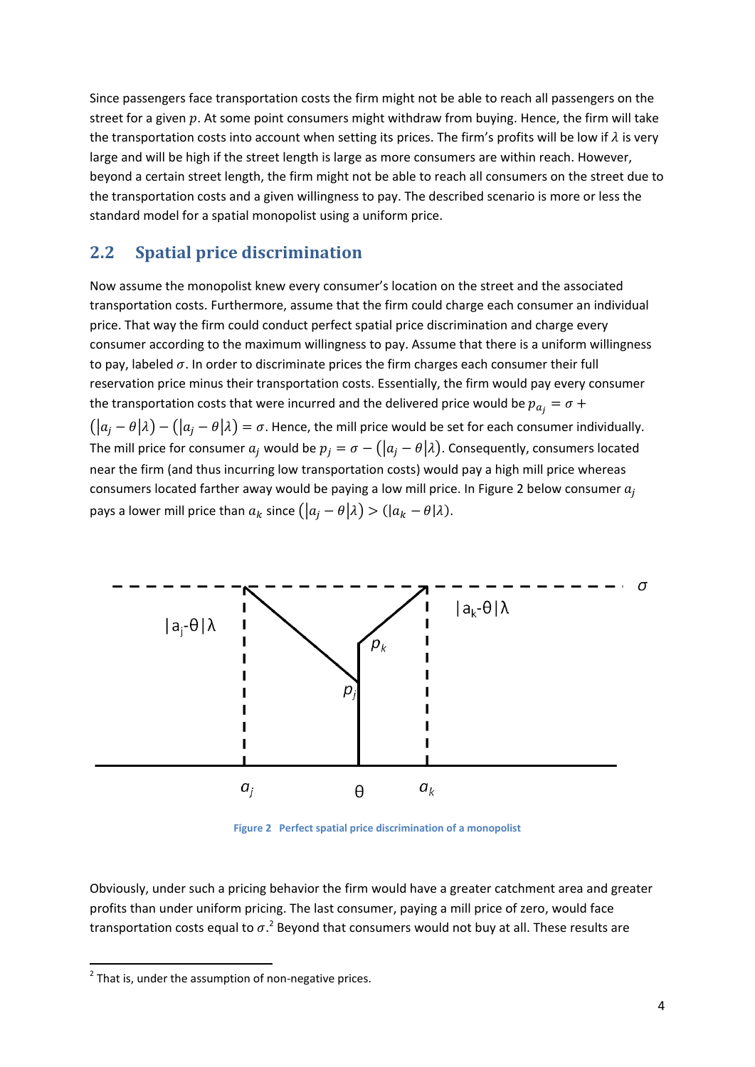Since passengers face transportation costs the firm might not be able to reach all passengers on the street for a given $p$. At some point consumers might withdraw from buying. Hence, the firm will take the transportation costs into account when setting its prices. The firm's profits will be low if $\lambda$ is very large and will be high if the street length is large as more consumers are within reach. However, beyond a certain street length, the firm might not be able to reach all consumers on the street due to the transportation costs and a given willingness to pay. The described scenario is more or less the standard model for a spatial monopolist using a uniform price.

## 2.2 Spatial price discrimination

Now assume the monopolist knew every consumer's location on the street and the associated transportation costs. Furthermore, assume that the firm could charge each consumer an individual price. That way the firm could conduct perfect spatial price discrimination and charge every consumer according to the maximum willingness to pay. Assume that there is a uniform willingness to pay, labeled $\sigma$. In order to discriminate prices the firm charges each consumer their full reservation price minus their transportation costs. Essentially, the firm would pay every consumer the transportation costs that were incurred and the delivered price would be $p_{a_j} = \sigma + (|a_j - \theta|\lambda) - (|a_j - \theta|\lambda) = \sigma$. Hence, the mill price would be set for each consumer individually. The mill price for consumer $a_j$ would be $p_j = \sigma - (|a_j - \theta|\lambda)$. Consequently, consumers located near the firm (and thus incurring low transportation costs) would pay a high mill price whereas consumers located farther away would be paying a low mill price. In Figure 2 below consumer $a_j$ pays a lower mill price than $a_k$ since $(|a_j - \theta|\lambda) > (|a_k - \theta|\lambda)$.

Figure 2 Perfect spatial price discrimination of a monopolist

Obviously, under such a pricing behavior the firm would have a greater catchment area and greater profits than under uniform pricing. The last consumer, paying a mill price of zero, would face transportation costs equal to $\sigma$.[2] Beyond that consumers would not buy at all. These results are

[2] That is, under the assumption of non-negative prices.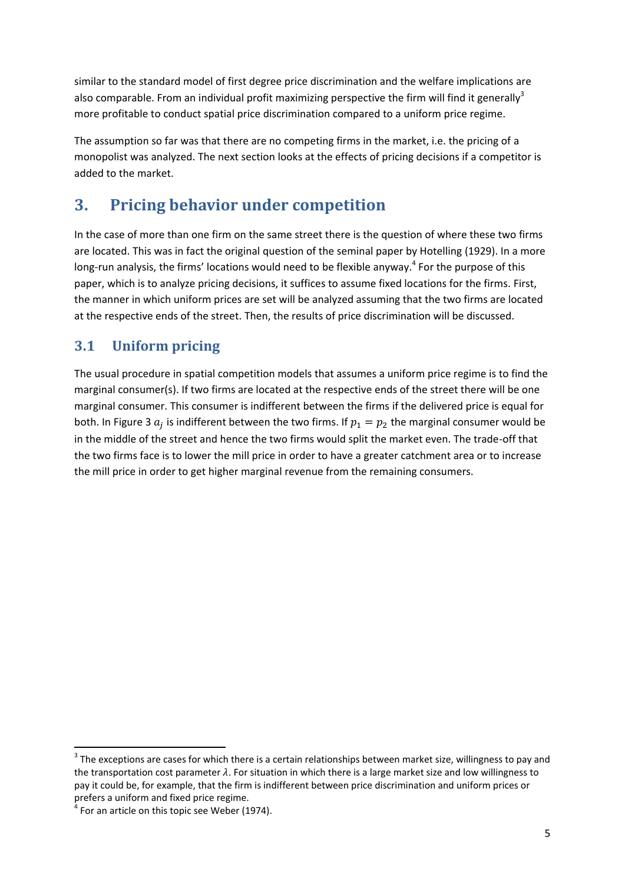similar to the standard model of first degree price discrimination and the welfare implications are also comparable. From an individual profit maximizing perspective the firm will find it generally[3] more profitable to conduct spatial price discrimination compared to a uniform price regime.

The assumption so far was that there are no competing firms in the market, i.e. the pricing of a monopolist was analyzed. The next section looks at the effects of pricing decisions if a competitor is added to the market.

# 3. Pricing behavior under competition

In the case of more than one firm on the same street there is the question of where these two firms are located. This was in fact the original question of the seminal paper by Hotelling (1929). In a more long-run analysis, the firms' locations would need to be flexible anyway.[4] For the purpose of this paper, which is to analyze pricing decisions, it suffices to assume fixed locations for the firms. First, the manner in which uniform prices are set will be analyzed assuming that the two firms are located at the respective ends of the street. Then, the results of price discrimination will be discussed.

## 3.1 Uniform pricing

The usual procedure in spatial competition models that assumes a uniform price regime is to find the marginal consumer(s). If two firms are located at the respective ends of the street there will be one marginal consumer. This consumer is indifferent between the firms if the delivered price is equal for both. In Figure 3 $a_j$ is indifferent between the two firms. If $p_1 = p_2$ the marginal consumer would be in the middle of the street and hence the two firms would split the market even. The trade-off that the two firms face is to lower the mill price in order to have a greater catchment area or to increase the mill price in order to get higher marginal revenue from the remaining consumers.

---

[3] The exceptions are cases for which there is a certain relationships between market size, willingness to pay and the transportation cost parameter $\lambda$. For situation in which there is a large market size and low willingness to pay it could be, for example, that the firm is indifferent between price discrimination and uniform prices or prefers a uniform and fixed price regime.

[4] For an article on this topic see Weber (1974).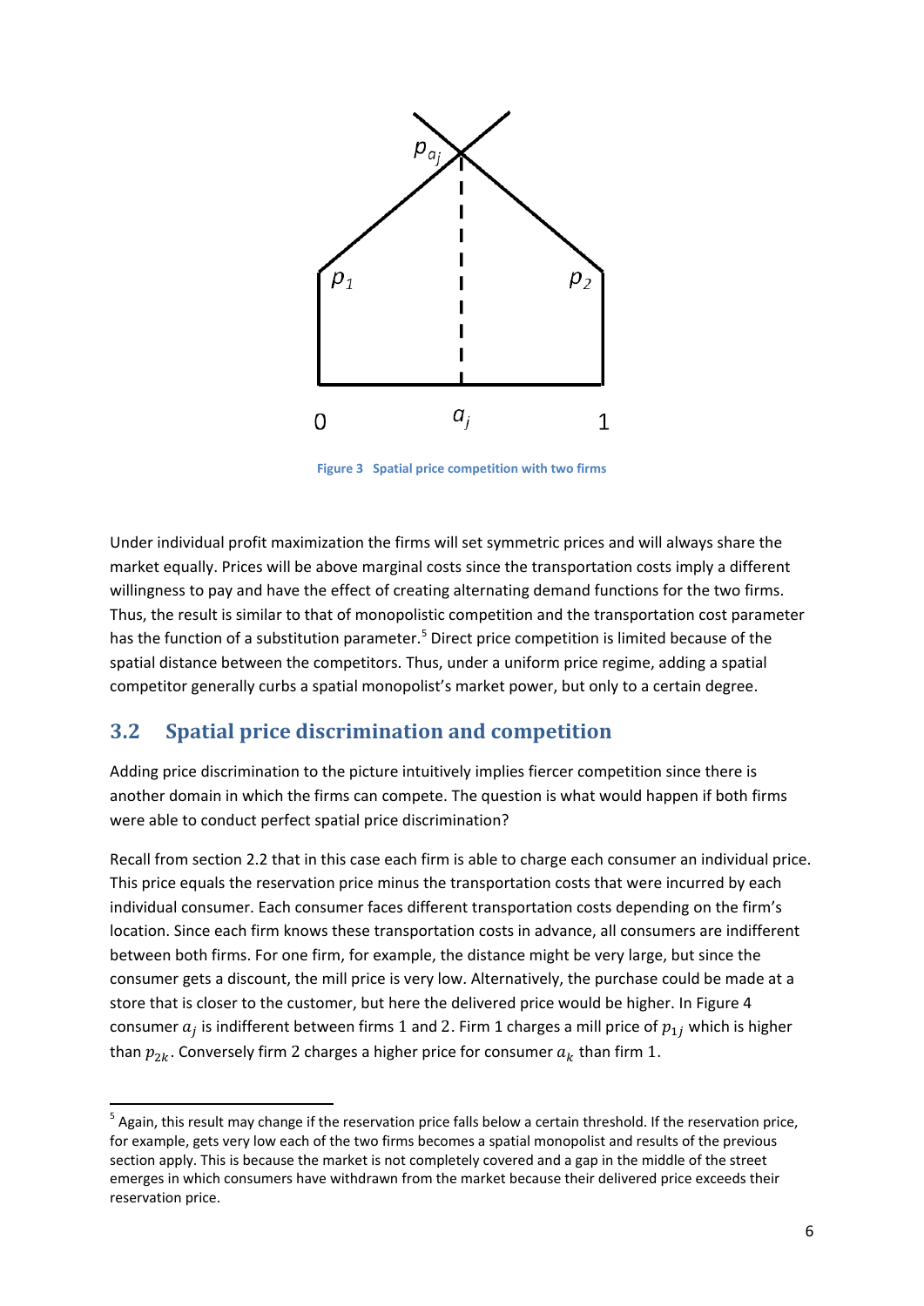**Figure 3 Spatial price competition with two firms**

Under individual profit maximization the firms will set symmetric prices and will always share the market equally. Prices will be above marginal costs since the transportation costs imply a different willingness to pay and have the effect of creating alternating demand functions for the two firms. Thus, the result is similar to that of monopolistic competition and the transportation cost parameter has the function of a substitution parameter.[5] Direct price competition is limited because of the spatial distance between the competitors. Thus, under a uniform price regime, adding a spatial competitor generally curbs a spatial monopolist's market power, but only to a certain degree.

## 3.2 Spatial price discrimination and competition

Adding price discrimination to the picture intuitively implies fiercer competition since there is another domain in which the firms can compete. The question is what would happen if both firms were able to conduct perfect spatial price discrimination?

Recall from section 2.2 that in this case each firm is able to charge each consumer an individual price. This price equals the reservation price minus the transportation costs that were incurred by each individual consumer. Each consumer faces different transportation costs depending on the firm's location. Since each firm knows these transportation costs in advance, all consumers are indifferent between both firms. For one firm, for example, the distance might be very large, but since the consumer gets a discount, the mill price is very low. Alternatively, the purchase could be made at a store that is closer to the customer, but here the delivered price would be higher. In Figure 4 consumer $a_j$ is indifferent between firms 1 and 2. Firm 1 charges a mill price of $p_{1j}$ which is higher than $p_{2k}$. Conversely firm 2 charges a higher price for consumer $a_k$ than firm 1.

[5] Again, this result may change if the reservation price falls below a certain threshold. If the reservation price, for example, gets very low each of the two firms becomes a spatial monopolist and results of the previous section apply. This is because the market is not completely covered and a gap in the middle of the street emerges in which consumers have withdrawn from the market because their delivered price exceeds their reservation price.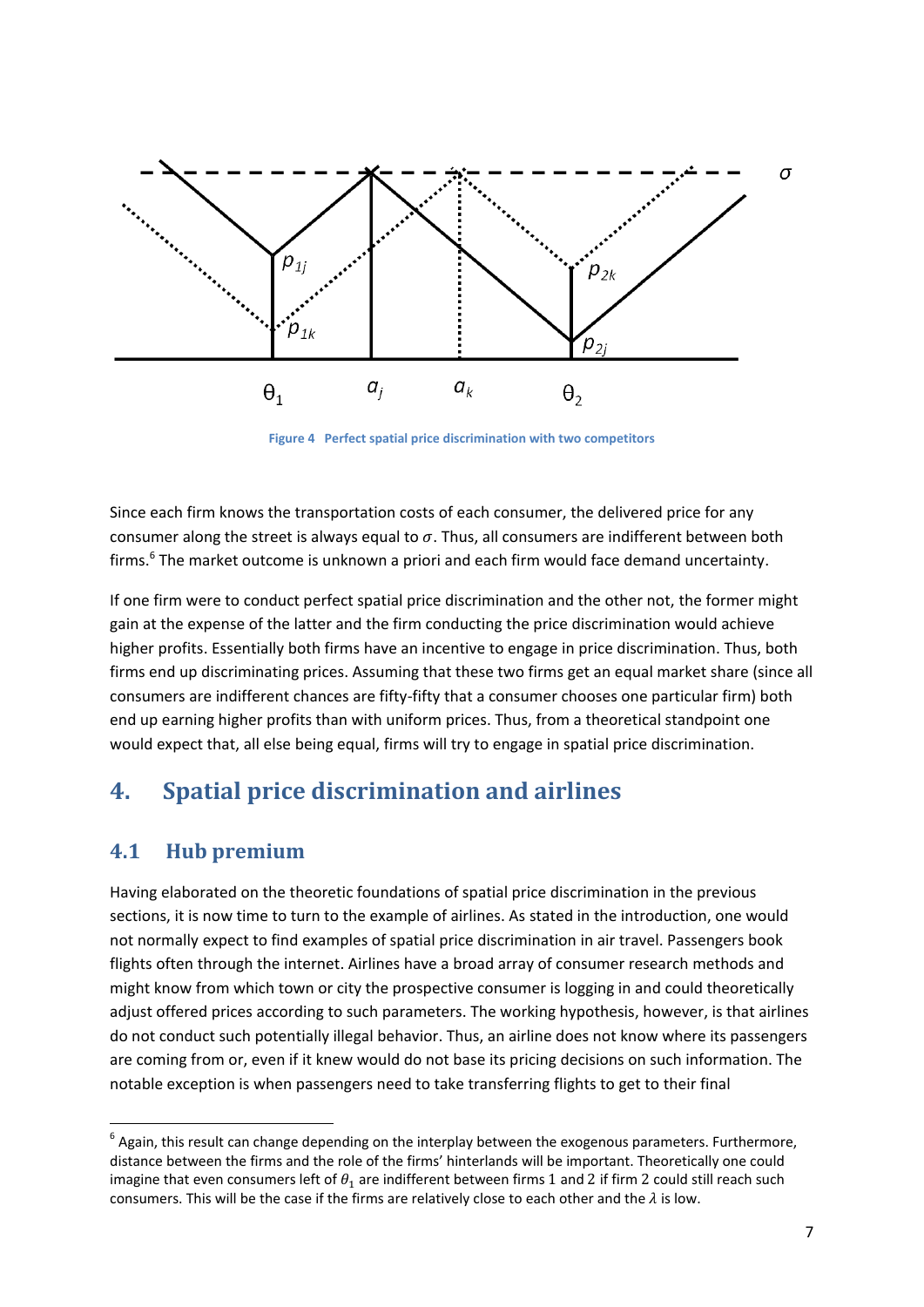Figure 4 Perfect spatial price discrimination with two competitors

Since each firm knows the transportation costs of each consumer, the delivered price for any consumer along the street is always equal to $\sigma$. Thus, all consumers are indifferent between both firms.[6] The market outcome is unknown a priori and each firm would face demand uncertainty.

If one firm were to conduct perfect spatial price discrimination and the other not, the former might gain at the expense of the latter and the firm conducting the price discrimination would achieve higher profits. Essentially both firms have an incentive to engage in price discrimination. Thus, both firms end up discriminating prices. Assuming that these two firms get an equal market share (since all consumers are indifferent chances are fifty-fifty that a consumer chooses one particular firm) both end up earning higher profits than with uniform prices. Thus, from a theoretical standpoint one would expect that, all else being equal, firms will try to engage in spatial price discrimination.

# 4. Spatial price discrimination and airlines

## 4.1 Hub premium

Having elaborated on the theoretic foundations of spatial price discrimination in the previous sections, it is now time to turn to the example of airlines. As stated in the introduction, one would not normally expect to find examples of spatial price discrimination in air travel. Passengers book flights often through the internet. Airlines have a broad array of consumer research methods and might know from which town or city the prospective consumer is logging in and could theoretically adjust offered prices according to such parameters. The working hypothesis, however, is that airlines do not conduct such potentially illegal behavior. Thus, an airline does not know where its passengers are coming from or, even if it knew would do not base its pricing decisions on such information. The notable exception is when passengers need to take transferring flights to get to their final

[6] Again, this result can change depending on the interplay between the exogenous parameters. Furthermore, distance between the firms and the role of the firms' hinterlands will be important. Theoretically one could imagine that even consumers left of $\theta_1$ are indifferent between firms 1 and 2 if firm 2 could still reach such consumers. This will be the case if the firms are relatively close to each other and the $\lambda$ is low.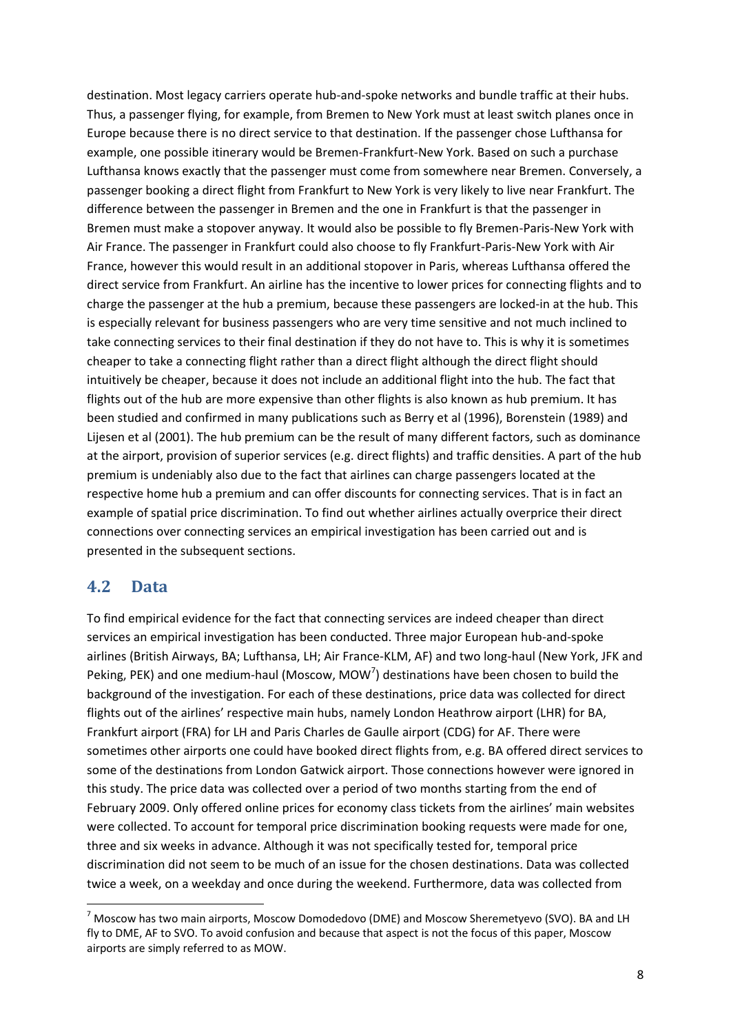destination. Most legacy carriers operate hub-and-spoke networks and bundle traffic at their hubs. Thus, a passenger flying, for example, from Bremen to New York must at least switch planes once in Europe because there is no direct service to that destination. If the passenger chose Lufthansa for example, one possible itinerary would be Bremen-Frankfurt-New York. Based on such a purchase Lufthansa knows exactly that the passenger must come from somewhere near Bremen. Conversely, a passenger booking a direct flight from Frankfurt to New York is very likely to live near Frankfurt. The difference between the passenger in Bremen and the one in Frankfurt is that the passenger in Bremen must make a stopover anyway. It would also be possible to fly Bremen-Paris-New York with Air France. The passenger in Frankfurt could also choose to fly Frankfurt-Paris-New York with Air France, however this would result in an additional stopover in Paris, whereas Lufthansa offered the direct service from Frankfurt. An airline has the incentive to lower prices for connecting flights and to charge the passenger at the hub a premium, because these passengers are locked-in at the hub. This is especially relevant for business passengers who are very time sensitive and not much inclined to take connecting services to their final destination if they do not have to. This is why it is sometimes cheaper to take a connecting flight rather than a direct flight although the direct flight should intuitively be cheaper, because it does not include an additional flight into the hub. The fact that flights out of the hub are more expensive than other flights is also known as hub premium. It has been studied and confirmed in many publications such as Berry et al (1996), Borenstein (1989) and Lijesen et al (2001). The hub premium can be the result of many different factors, such as dominance at the airport, provision of superior services (e.g. direct flights) and traffic densities. A part of the hub premium is undeniably also due to the fact that airlines can charge passengers located at the respective home hub a premium and can offer discounts for connecting services. That is in fact an example of spatial price discrimination. To find out whether airlines actually overprice their direct connections over connecting services an empirical investigation has been carried out and is presented in the subsequent sections.

## 4.2 Data

To find empirical evidence for the fact that connecting services are indeed cheaper than direct services an empirical investigation has been conducted. Three major European hub-and-spoke airlines (British Airways, BA; Lufthansa, LH; Air France-KLM, AF) and two long-haul (New York, JFK and Peking, PEK) and one medium-haul (Moscow, MOW[7]) destinations have been chosen to build the background of the investigation. For each of these destinations, price data was collected for direct flights out of the airlines' respective main hubs, namely London Heathrow airport (LHR) for BA, Frankfurt airport (FRA) for LH and Paris Charles de Gaulle airport (CDG) for AF. There were sometimes other airports one could have booked direct flights from, e.g. BA offered direct services to some of the destinations from London Gatwick airport. Those connections however were ignored in this study. The price data was collected over a period of two months starting from the end of February 2009. Only offered online prices for economy class tickets from the airlines' main websites were collected. To account for temporal price discrimination booking requests were made for one, three and six weeks in advance. Although it was not specifically tested for, temporal price discrimination did not seem to be much of an issue for the chosen destinations. Data was collected twice a week, on a weekday and once during the weekend. Furthermore, data was collected from

[7] Moscow has two main airports, Moscow Domodedovo (DME) and Moscow Sheremetyevo (SVO). BA and LH fly to DME, AF to SVO. To avoid confusion and because that aspect is not the focus of this paper, Moscow airports are simply referred to as MOW.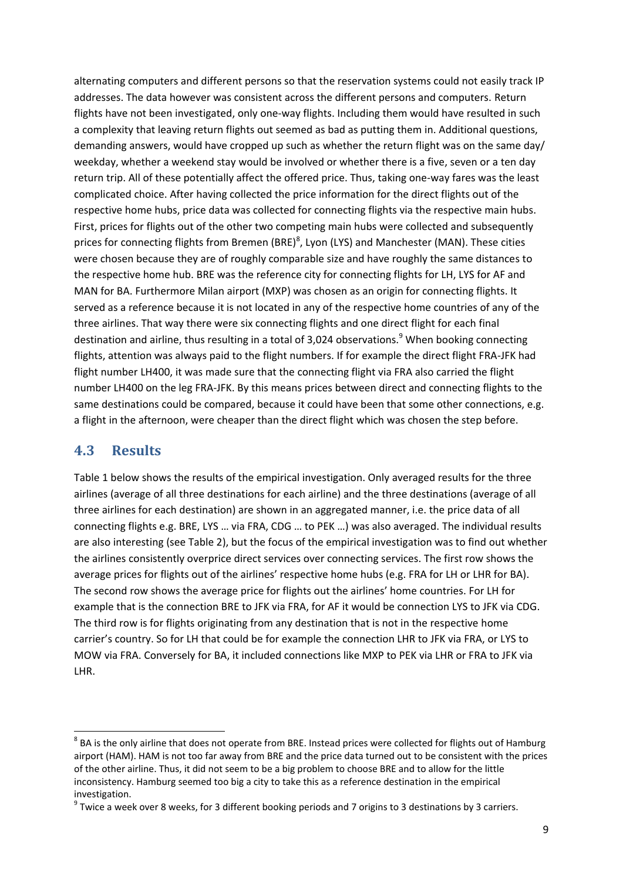alternating computers and different persons so that the reservation systems could not easily track IP addresses. The data however was consistent across the different persons and computers. Return flights have not been investigated, only one-way flights. Including them would have resulted in such a complexity that leaving return flights out seemed as bad as putting them in. Additional questions, demanding answers, would have cropped up such as whether the return flight was on the same day/ weekday, whether a weekend stay would be involved or whether there is a five, seven or a ten day return trip. All of these potentially affect the offered price. Thus, taking one-way fares was the least complicated choice. After having collected the price information for the direct flights out of the respective home hubs, price data was collected for connecting flights via the respective main hubs. First, prices for flights out of the other two competing main hubs were collected and subsequently prices for connecting flights from Bremen (BRE)[8], Lyon (LYS) and Manchester (MAN). These cities were chosen because they are of roughly comparable size and have roughly the same distances to the respective home hub. BRE was the reference city for connecting flights for LH, LYS for AF and MAN for BA. Furthermore Milan airport (MXP) was chosen as an origin for connecting flights. It served as a reference because it is not located in any of the respective home countries of any of the three airlines. That way there were six connecting flights and one direct flight for each final destination and airline, thus resulting in a total of 3,024 observations.[9] When booking connecting flights, attention was always paid to the flight numbers. If for example the direct flight FRA-JFK had flight number LH400, it was made sure that the connecting flight via FRA also carried the flight number LH400 on the leg FRA-JFK. By this means prices between direct and connecting flights to the same destinations could be compared, because it could have been that some other connections, e.g. a flight in the afternoon, were cheaper than the direct flight which was chosen the step before.

## 4.3 Results

Table 1 below shows the results of the empirical investigation. Only averaged results for the three airlines (average of all three destinations for each airline) and the three destinations (average of all three airlines for each destination) are shown in an aggregated manner, i.e. the price data of all connecting flights e.g. BRE, LYS … via FRA, CDG … to PEK …) was also averaged. The individual results are also interesting (see Table 2), but the focus of the empirical investigation was to find out whether the airlines consistently overprice direct services over connecting services. The first row shows the average prices for flights out of the airlines' respective home hubs (e.g. FRA for LH or LHR for BA). The second row shows the average price for flights out the airlines' home countries. For LH for example that is the connection BRE to JFK via FRA, for AF it would be connection LYS to JFK via CDG. The third row is for flights originating from any destination that is not in the respective home carrier's country. So for LH that could be for example the connection LHR to JFK via FRA, or LYS to MOW via FRA. Conversely for BA, it included connections like MXP to PEK via LHR or FRA to JFK via LHR.

---

[8] BA is the only airline that does not operate from BRE. Instead prices were collected for flights out of Hamburg airport (HAM). HAM is not too far away from BRE and the price data turned out to be consistent with the prices of the other airline. Thus, it did not seem to be a big problem to choose BRE and to allow for the little inconsistency. Hamburg seemed too big a city to take this as a reference destination in the empirical investigation.

[9] Twice a week over 8 weeks, for 3 different booking periods and 7 origins to 3 destinations by 3 carriers.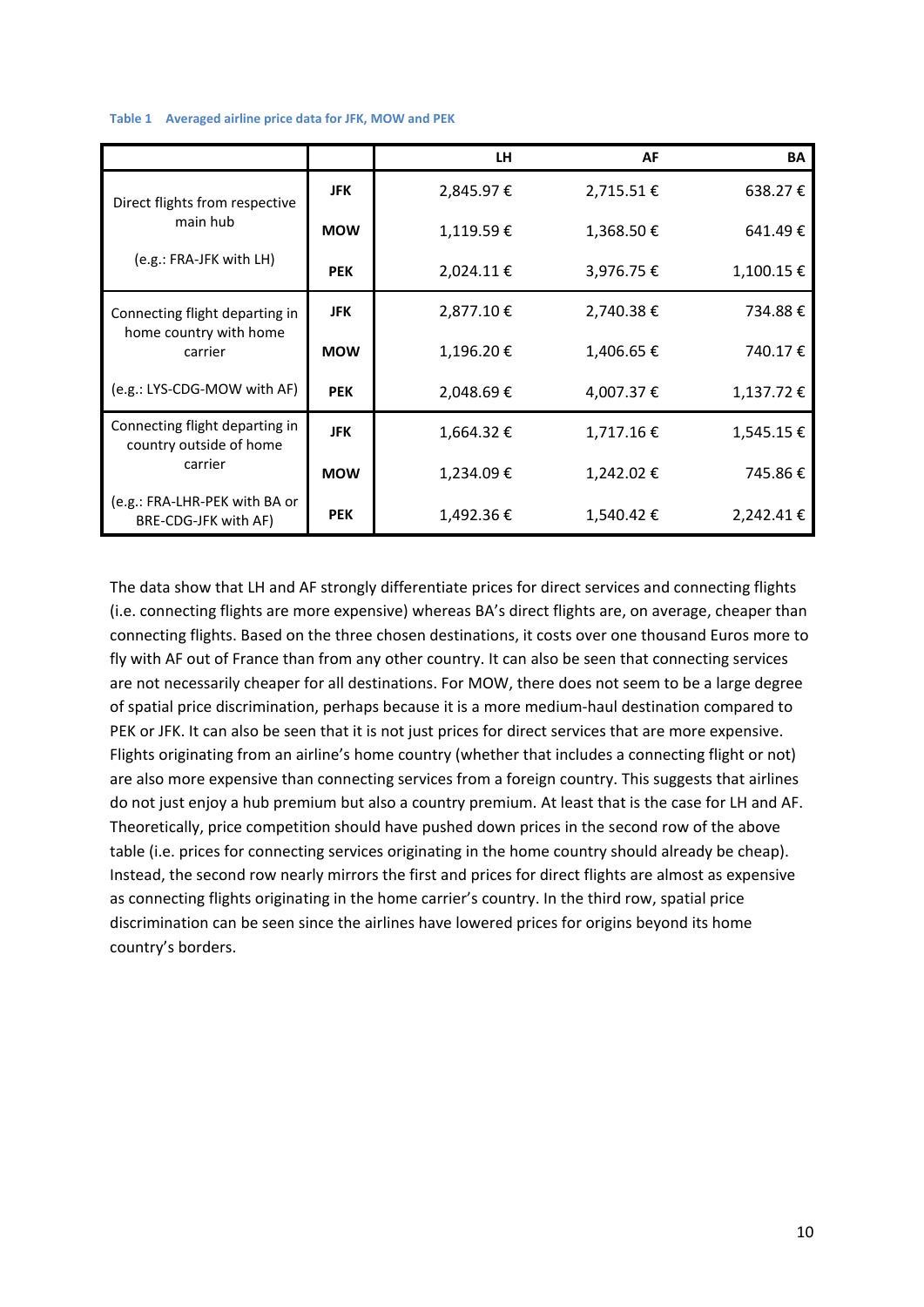**Table 1 Averaged airline price data for JFK, MOW and PEK**

| | | LH | AF | BA |
|---|---|---|---|---|
| Direct flights from respective main hub (e.g.: FRA-JFK with LH) | JFK | 2,845.97 € | 2,715.51 € | 638.27 € |
| | MOW | 1,119.59 € | 1,368.50 € | 641.49 € |
| | PEK | 2,024.11 € | 3,976.75 € | 1,100.15 € |
| Connecting flight departing in home country with home carrier (e.g.: LYS-CDG-MOW with AF) | JFK | 2,877.10 € | 2,740.38 € | 734.88 € |
| | MOW | 1,196.20 € | 1,406.65 € | 740.17 € |
| | PEK | 2,048.69 € | 4,007.37 € | 1,137.72 € |
| Connecting flight departing in country outside of home carrier (e.g.: FRA-LHR-PEK with BA or BRE-CDG-JFK with AF) | JFK | 1,664.32 € | 1,717.16 € | 1,545.15 € |
| | MOW | 1,234.09 € | 1,242.02 € | 745.86 € |
| | PEK | 1,492.36 € | 1,540.42 € | 2,242.41 € |

The data show that LH and AF strongly differentiate prices for direct services and connecting flights (i.e. connecting flights are more expensive) whereas BA's direct flights are, on average, cheaper than connecting flights. Based on the three chosen destinations, it costs over one thousand Euros more to fly with AF out of France than from any other country. It can also be seen that connecting services are not necessarily cheaper for all destinations. For MOW, there does not seem to be a large degree of spatial price discrimination, perhaps because it is a more medium-haul destination compared to PEK or JFK. It can also be seen that it is not just prices for direct services that are more expensive. Flights originating from an airline's home country (whether that includes a connecting flight or not) are also more expensive than connecting services from a foreign country. This suggests that airlines do not just enjoy a hub premium but also a country premium. At least that is the case for LH and AF. Theoretically, price competition should have pushed down prices in the second row of the above table (i.e. prices for connecting services originating in the home country should already be cheap). Instead, the second row nearly mirrors the first and prices for direct flights are almost as expensive as connecting flights originating in the home carrier's country. In the third row, spatial price discrimination can be seen since the airlines have lowered prices for origins beyond its home country's borders.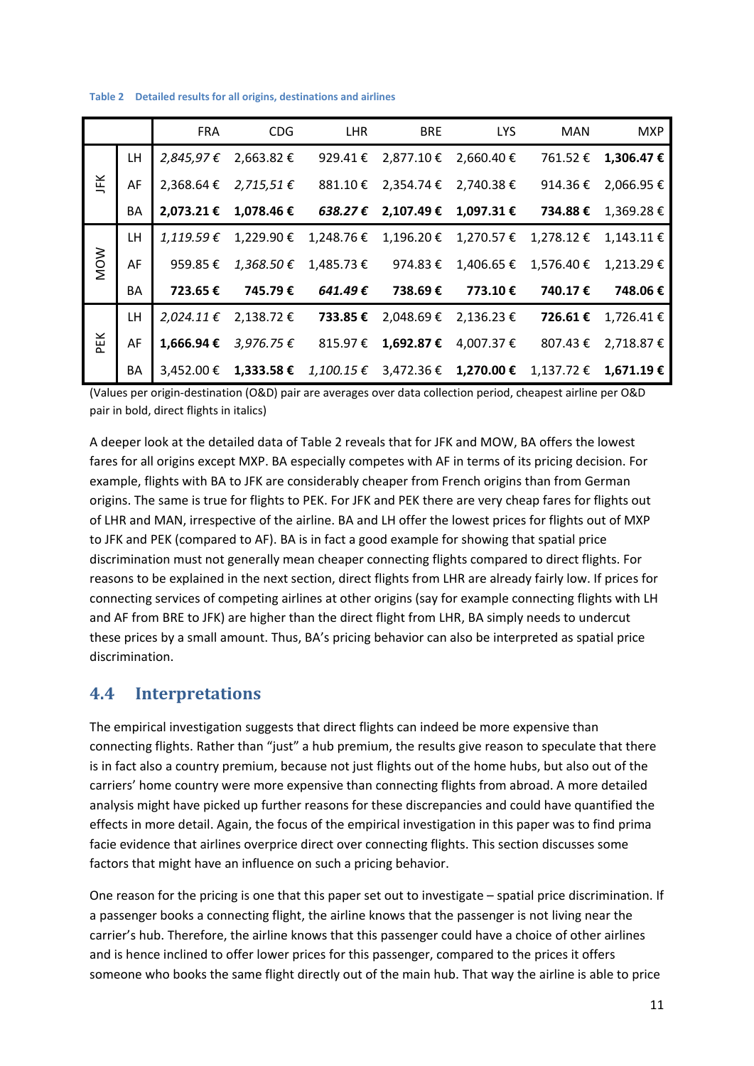**Table 2 Detailed results for all origins, destinations and airlines**

| | | FRA | CDG | LHR | BRE | LYS | MAN | MXP |
|---|---|---|---|---|---|---|---|---|
| JFK | LH | *2,845,97 €* | 2,663.82 € | 929.41 € | 2,877.10 € | 2,660.40 € | 761.52 € | **1,306.47 €** |
| | AF | 2,368.64 € | *2,715,51 €* | 881.10 € | 2,354.74 € | 2,740.38 € | 914.36 € | 2,066.95 € |
| | BA | **2,073.21 €** | **1,078.46 €** | ***638.27 €*** | **2,107.49 €** | **1,097.31 €** | **734.88 €** | 1,369.28 € |
| MOW | LH | *1,119.59 €* | 1,229.90 € | 1,248.76 € | 1,196.20 € | 1,270.57 € | 1,278.12 € | 1,143.11 € |
| | AF | 959.85 € | *1,368.50 €* | 1,485.73 € | 974.83 € | 1,406.65 € | 1,576.40 € | 1,213.29 € |
| | BA | **723.65 €** | **745.79 €** | ***641.49 €*** | **738.69 €** | **773.10 €** | **740.17 €** | **748.06 €** |
| PEK | LH | *2,024.11 €* | 2,138.72 € | **733.85 €** | 2,048.69 € | 2,136.23 € | **726.61 €** | 1,726.41 € |
| | AF | **1,666.94 €** | *3,976.75 €* | 815.97 € | **1,692.87 €** | 4,007.37 € | 807.43 € | 2,718.87 € |
| | BA | 3,452.00 € | **1,333.58 €** | *1,100.15 €* | 3,472.36 € | **1,270.00 €** | 1,137.72 € | **1,671.19 €** |

(Values per origin-destination (O&D) pair are averages over data collection period, cheapest airline per O&D pair in bold, direct flights in italics)

A deeper look at the detailed data of Table 2 reveals that for JFK and MOW, BA offers the lowest fares for all origins except MXP. BA especially competes with AF in terms of its pricing decision. For example, flights with BA to JFK are considerably cheaper from French origins than from German origins. The same is true for flights to PEK. For JFK and PEK there are very cheap fares for flights out of LHR and MAN, irrespective of the airline. BA and LH offer the lowest prices for flights out of MXP to JFK and PEK (compared to AF). BA is in fact a good example for showing that spatial price discrimination must not generally mean cheaper connecting flights compared to direct flights. For reasons to be explained in the next section, direct flights from LHR are already fairly low. If prices for connecting services of competing airlines at other origins (say for example connecting flights with LH and AF from BRE to JFK) are higher than the direct flight from LHR, BA simply needs to undercut these prices by a small amount. Thus, BA's pricing behavior can also be interpreted as spatial price discrimination.

## 4.4 Interpretations

The empirical investigation suggests that direct flights can indeed be more expensive than connecting flights. Rather than "just" a hub premium, the results give reason to speculate that there is in fact also a country premium, because not just flights out of the home hubs, but also out of the carriers' home country were more expensive than connecting flights from abroad. A more detailed analysis might have picked up further reasons for these discrepancies and could have quantified the effects in more detail. Again, the focus of the empirical investigation in this paper was to find prima facie evidence that airlines overprice direct over connecting flights. This section discusses some factors that might have an influence on such a pricing behavior.

One reason for the pricing is one that this paper set out to investigate – spatial price discrimination. If a passenger books a connecting flight, the airline knows that the passenger is not living near the carrier's hub. Therefore, the airline knows that this passenger could have a choice of other airlines and is hence inclined to offer lower prices for this passenger, compared to the prices it offers someone who books the same flight directly out of the main hub. That way the airline is able to price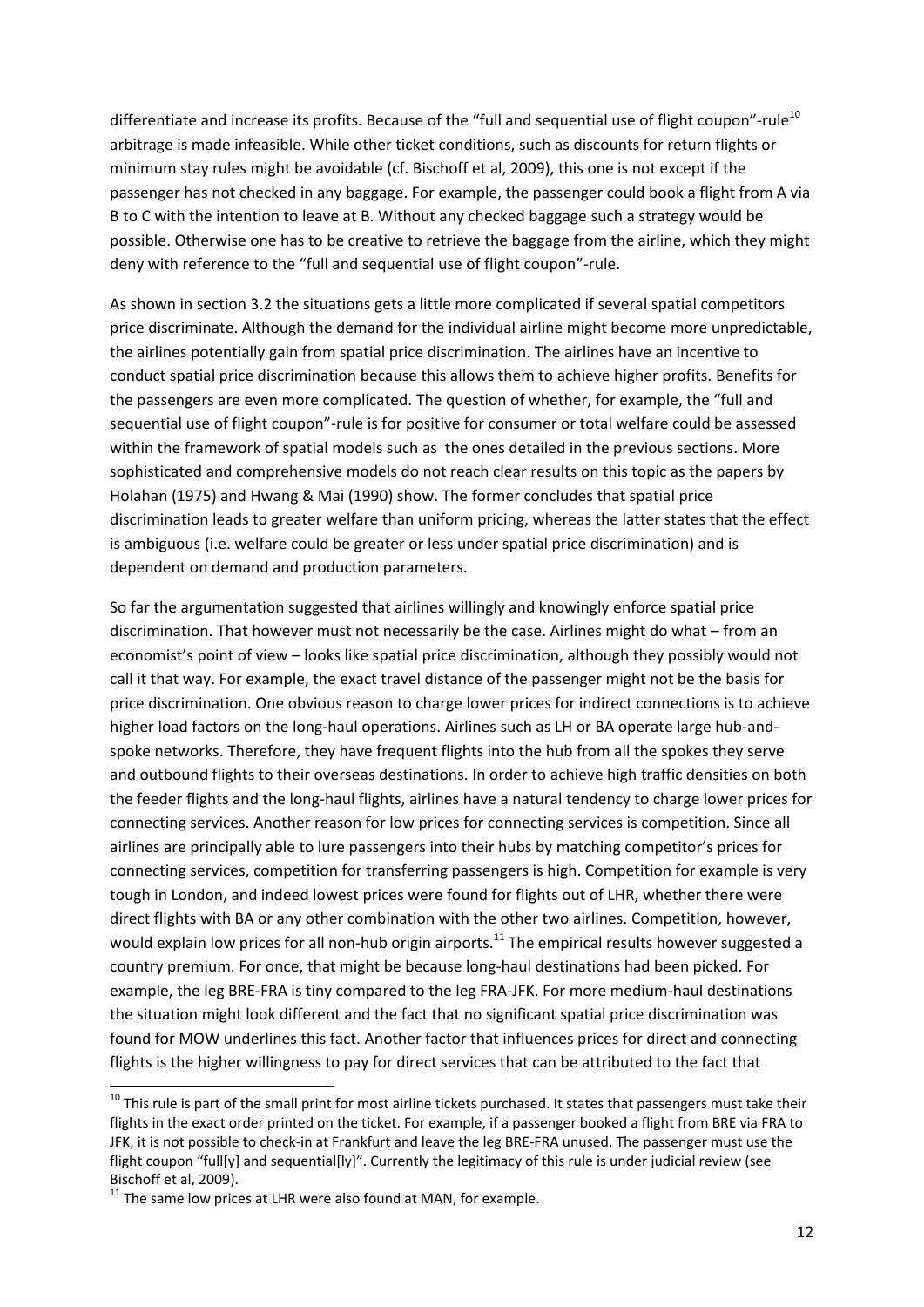differentiate and increase its profits. Because of the “full and sequential use of flight coupon”-rule[10] arbitrage is made infeasible. While other ticket conditions, such as discounts for return flights or minimum stay rules might be avoidable (cf. Bischoff et al, 2009), this one is not except if the passenger has not checked in any baggage. For example, the passenger could book a flight from A via B to C with the intention to leave at B. Without any checked baggage such a strategy would be possible. Otherwise one has to be creative to retrieve the baggage from the airline, which they might deny with reference to the “full and sequential use of flight coupon”-rule.

As shown in section 3.2 the situations gets a little more complicated if several spatial competitors price discriminate. Although the demand for the individual airline might become more unpredictable, the airlines potentially gain from spatial price discrimination. The airlines have an incentive to conduct spatial price discrimination because this allows them to achieve higher profits. Benefits for the passengers are even more complicated. The question of whether, for example, the “full and sequential use of flight coupon”-rule is for positive for consumer or total welfare could be assessed within the framework of spatial models such as the ones detailed in the previous sections. More sophisticated and comprehensive models do not reach clear results on this topic as the papers by Holahan (1975) and Hwang & Mai (1990) show. The former concludes that spatial price discrimination leads to greater welfare than uniform pricing, whereas the latter states that the effect is ambiguous (i.e. welfare could be greater or less under spatial price discrimination) and is dependent on demand and production parameters.

So far the argumentation suggested that airlines willingly and knowingly enforce spatial price discrimination. That however must not necessarily be the case. Airlines might do what – from an economist’s point of view – looks like spatial price discrimination, although they possibly would not call it that way. For example, the exact travel distance of the passenger might not be the basis for price discrimination. One obvious reason to charge lower prices for indirect connections is to achieve higher load factors on the long-haul operations. Airlines such as LH or BA operate large hub-and-spoke networks. Therefore, they have frequent flights into the hub from all the spokes they serve and outbound flights to their overseas destinations. In order to achieve high traffic densities on both the feeder flights and the long-haul flights, airlines have a natural tendency to charge lower prices for connecting services. Another reason for low prices for connecting services is competition. Since all airlines are principally able to lure passengers into their hubs by matching competitor’s prices for connecting services, competition for transferring passengers is high. Competition for example is very tough in London, and indeed lowest prices were found for flights out of LHR, whether there were direct flights with BA or any other combination with the other two airlines. Competition, however, would explain low prices for all non-hub origin airports.[11] The empirical results however suggested a country premium. For once, that might be because long-haul destinations had been picked. For example, the leg BRE-FRA is tiny compared to the leg FRA-JFK. For more medium-haul destinations the situation might look different and the fact that no significant spatial price discrimination was found for MOW underlines this fact. Another factor that influences prices for direct and connecting flights is the higher willingness to pay for direct services that can be attributed to the fact that

[10] This rule is part of the small print for most airline tickets purchased. It states that passengers must take their flights in the exact order printed on the ticket. For example, if a passenger booked a flight from BRE via FRA to JFK, it is not possible to check-in at Frankfurt and leave the leg BRE-FRA unused. The passenger must use the flight coupon “full[y] and sequential[ly]”. Currently the legitimacy of this rule is under judicial review (see Bischoff et al, 2009).

[11] The same low prices at LHR were also found at MAN, for example.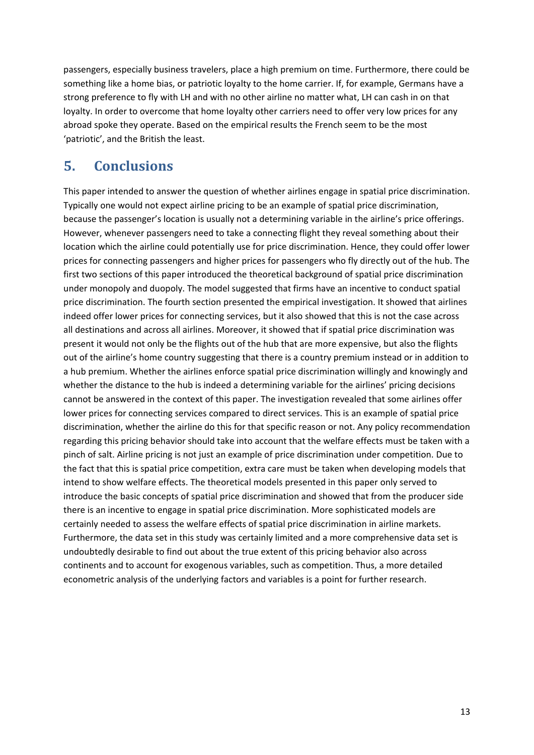passengers, especially business travelers, place a high premium on time. Furthermore, there could be something like a home bias, or patriotic loyalty to the home carrier. If, for example, Germans have a strong preference to fly with LH and with no other airline no matter what, LH can cash in on that loyalty. In order to overcome that home loyalty other carriers need to offer very low prices for any abroad spoke they operate. Based on the empirical results the French seem to be the most 'patriotic', and the British the least.

## 5. Conclusions

This paper intended to answer the question of whether airlines engage in spatial price discrimination. Typically one would not expect airline pricing to be an example of spatial price discrimination, because the passenger's location is usually not a determining variable in the airline's price offerings. However, whenever passengers need to take a connecting flight they reveal something about their location which the airline could potentially use for price discrimination. Hence, they could offer lower prices for connecting passengers and higher prices for passengers who fly directly out of the hub. The first two sections of this paper introduced the theoretical background of spatial price discrimination under monopoly and duopoly. The model suggested that firms have an incentive to conduct spatial price discrimination. The fourth section presented the empirical investigation. It showed that airlines indeed offer lower prices for connecting services, but it also showed that this is not the case across all destinations and across all airlines. Moreover, it showed that if spatial price discrimination was present it would not only be the flights out of the hub that are more expensive, but also the flights out of the airline's home country suggesting that there is a country premium instead or in addition to a hub premium. Whether the airlines enforce spatial price discrimination willingly and knowingly and whether the distance to the hub is indeed a determining variable for the airlines' pricing decisions cannot be answered in the context of this paper. The investigation revealed that some airlines offer lower prices for connecting services compared to direct services. This is an example of spatial price discrimination, whether the airline do this for that specific reason or not. Any policy recommendation regarding this pricing behavior should take into account that the welfare effects must be taken with a pinch of salt. Airline pricing is not just an example of price discrimination under competition. Due to the fact that this is spatial price competition, extra care must be taken when developing models that intend to show welfare effects. The theoretical models presented in this paper only served to introduce the basic concepts of spatial price discrimination and showed that from the producer side there is an incentive to engage in spatial price discrimination. More sophisticated models are certainly needed to assess the welfare effects of spatial price discrimination in airline markets. Furthermore, the data set in this study was certainly limited and a more comprehensive data set is undoubtedly desirable to find out about the true extent of this pricing behavior also across continents and to account for exogenous variables, such as competition. Thus, a more detailed econometric analysis of the underlying factors and variables is a point for further research.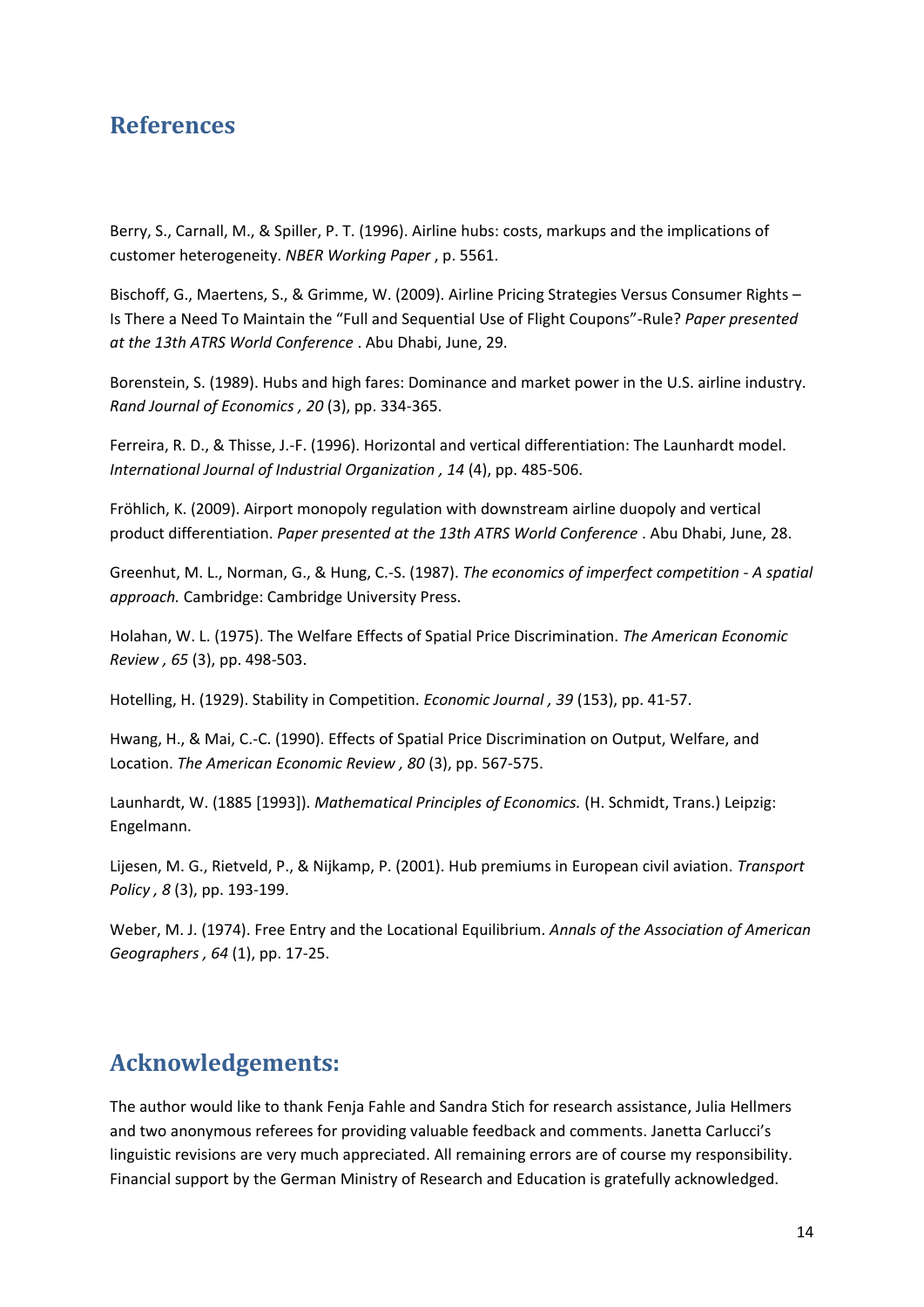## References

Berry, S., Carnall, M., & Spiller, P. T. (1996). Airline hubs: costs, markups and the implications of customer heterogeneity. *NBER Working Paper* , p. 5561.

Bischoff, G., Maertens, S., & Grimme, W. (2009). Airline Pricing Strategies Versus Consumer Rights – Is There a Need To Maintain the "Full and Sequential Use of Flight Coupons"-Rule? *Paper presented at the 13th ATRS World Conference* . Abu Dhabi, June, 29.

Borenstein, S. (1989). Hubs and high fares: Dominance and market power in the U.S. airline industry. *Rand Journal of Economics , 20* (3), pp. 334-365.

Ferreira, R. D., & Thisse, J.-F. (1996). Horizontal and vertical differentiation: The Launhardt model. *International Journal of Industrial Organization , 14* (4), pp. 485-506.

Fröhlich, K. (2009). Airport monopoly regulation with downstream airline duopoly and vertical product differentiation. *Paper presented at the 13th ATRS World Conference* . Abu Dhabi, June, 28.

Greenhut, M. L., Norman, G., & Hung, C.-S. (1987). *The economics of imperfect competition - A spatial approach.* Cambridge: Cambridge University Press.

Holahan, W. L. (1975). The Welfare Effects of Spatial Price Discrimination. *The American Economic Review , 65* (3), pp. 498-503.

Hotelling, H. (1929). Stability in Competition. *Economic Journal , 39* (153), pp. 41-57.

Hwang, H., & Mai, C.-C. (1990). Effects of Spatial Price Discrimination on Output, Welfare, and Location. *The American Economic Review , 80* (3), pp. 567-575.

Launhardt, W. (1885 [1993]). *Mathematical Principles of Economics.* (H. Schmidt, Trans.) Leipzig: Engelmann.

Lijesen, M. G., Rietveld, P., & Nijkamp, P. (2001). Hub premiums in European civil aviation. *Transport Policy , 8* (3), pp. 193-199.

Weber, M. J. (1974). Free Entry and the Locational Equilibrium. *Annals of the Association of American Geographers , 64* (1), pp. 17-25.

## Acknowledgements:

The author would like to thank Fenja Fahle and Sandra Stich for research assistance, Julia Hellmers and two anonymous referees for providing valuable feedback and comments. Janetta Carlucci's linguistic revisions are very much appreciated. All remaining errors are of course my responsibility. Financial support by the German Ministry of Research and Education is gratefully acknowledged.